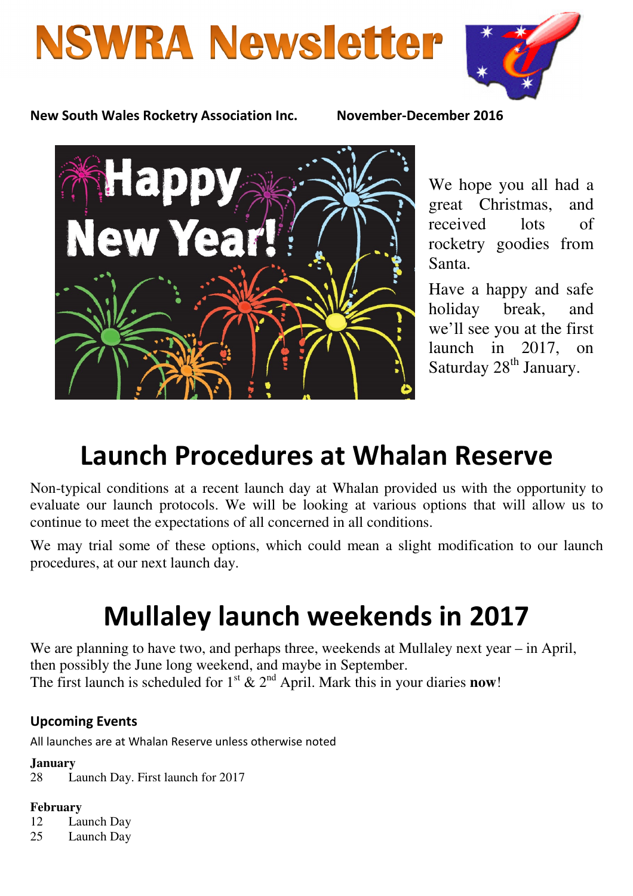# NSWRA Newsletter

**New South Wales Rocketry Association Inc.** **November-December 2016**

We hope you all had a great Christmas, and received lots of rocketry goodies from Santa.

Have a happy and safe holiday break, and we'll see you at the first launch in 2017, on Saturday 28th January.

# Launch Procedures at Whalan Reserve

Non-typical conditions at a recent launch day at Whalan provided us with the opportunity to evaluate our launch protocols. We will be looking at various options that will allow us to continue to meet the expectations of all concerned in all conditions.

We may trial some of these options, which could mean a slight modification to our launch procedures, at our next launch day.

# Mullaley launch weekends in 2017

We are planning to have two, and perhaps three, weekends at Mullaley next year – in April, then possibly the June long weekend, and maybe in September.
The first launch is scheduled for 1st & 2nd April. Mark this in your diaries **now**!

### Upcoming Events

All launches are at Whalan Reserve unless otherwise noted

**January**
28 Launch Day. First launch for 2017

**February**
12 Launch Day
25 Launch Day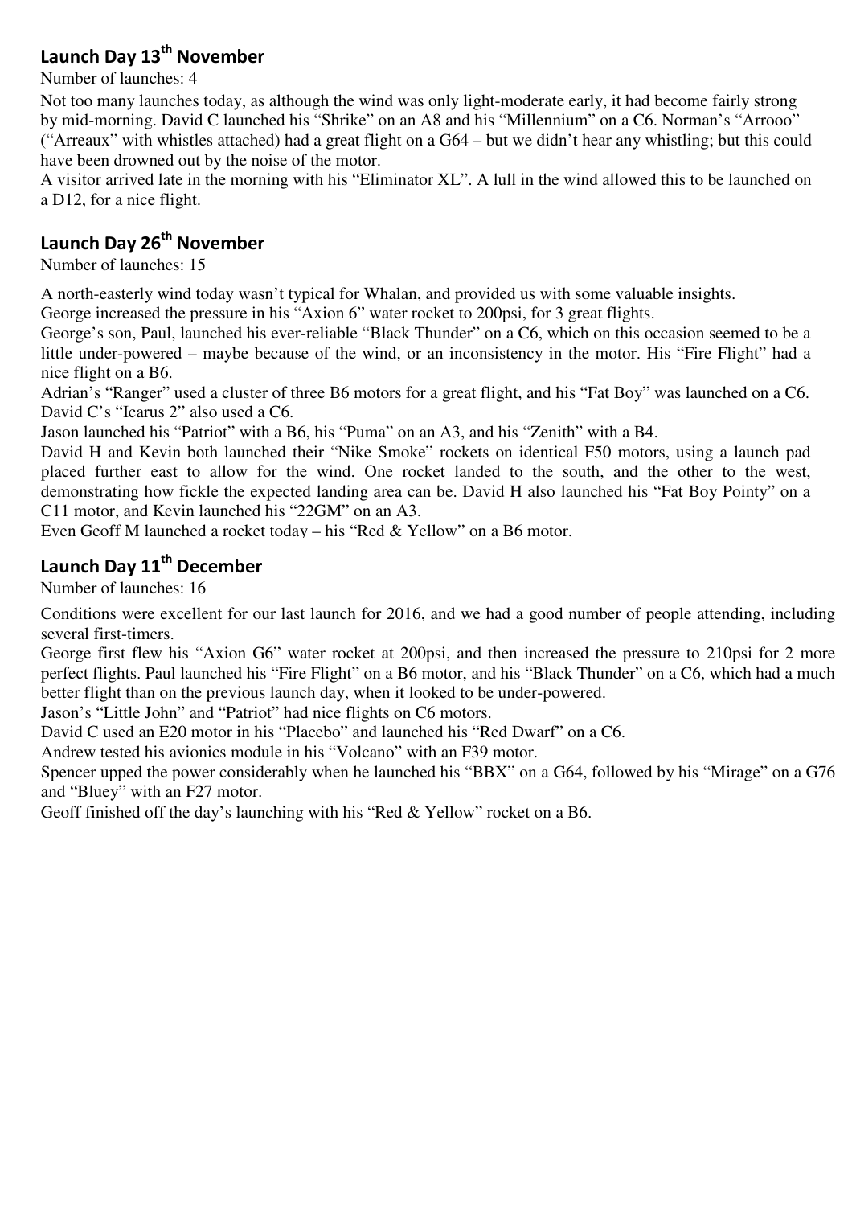## Launch Day 13th November

Number of launches: 4

Not too many launches today, as although the wind was only light-moderate early, it had become fairly strong by mid-morning. David C launched his “Shrike” on an A8 and his “Millennium” on a C6. Norman’s “Arrooo” (“Arreaux” with whistles attached) had a great flight on a G64 – but we didn’t hear any whistling; but this could have been drowned out by the noise of the motor.

A visitor arrived late in the morning with his “Eliminator XL”. A lull in the wind allowed this to be launched on a D12, for a nice flight.

## Launch Day 26th November

Number of launches: 15

A north-easterly wind today wasn’t typical for Whalan, and provided us with some valuable insights.

George increased the pressure in his “Axion 6” water rocket to 200psi, for 3 great flights.

George’s son, Paul, launched his ever-reliable “Black Thunder” on a C6, which on this occasion seemed to be a little under-powered – maybe because of the wind, or an inconsistency in the motor. His “Fire Flight” had a nice flight on a B6.

Adrian’s “Ranger” used a cluster of three B6 motors for a great flight, and his “Fat Boy” was launched on a C6. David C’s “Icarus 2” also used a C6.

Jason launched his “Patriot” with a B6, his “Puma” on an A3, and his “Zenith” with a B4.

David H and Kevin both launched their “Nike Smoke” rockets on identical F50 motors, using a launch pad placed further east to allow for the wind. One rocket landed to the south, and the other to the west, demonstrating how fickle the expected landing area can be. David H also launched his “Fat Boy Pointy” on a C11 motor, and Kevin launched his “22GM” on an A3.

Even Geoff M launched a rocket today – his “Red & Yellow” on a B6 motor.

## Launch Day 11th December

Number of launches: 16

Conditions were excellent for our last launch for 2016, and we had a good number of people attending, including several first-timers.

George first flew his “Axion G6” water rocket at 200psi, and then increased the pressure to 210psi for 2 more perfect flights. Paul launched his “Fire Flight” on a B6 motor, and his “Black Thunder” on a C6, which had a much better flight than on the previous launch day, when it looked to be under-powered.

Jason’s “Little John” and “Patriot” had nice flights on C6 motors.

David C used an E20 motor in his “Placebo” and launched his “Red Dwarf” on a C6.

Andrew tested his avionics module in his “Volcano” with an F39 motor.

Spencer upped the power considerably when he launched his “BBX” on a G64, followed by his “Mirage” on a G76 and “Bluey” with an F27 motor.

Geoff finished off the day’s launching with his “Red & Yellow” rocket on a B6.